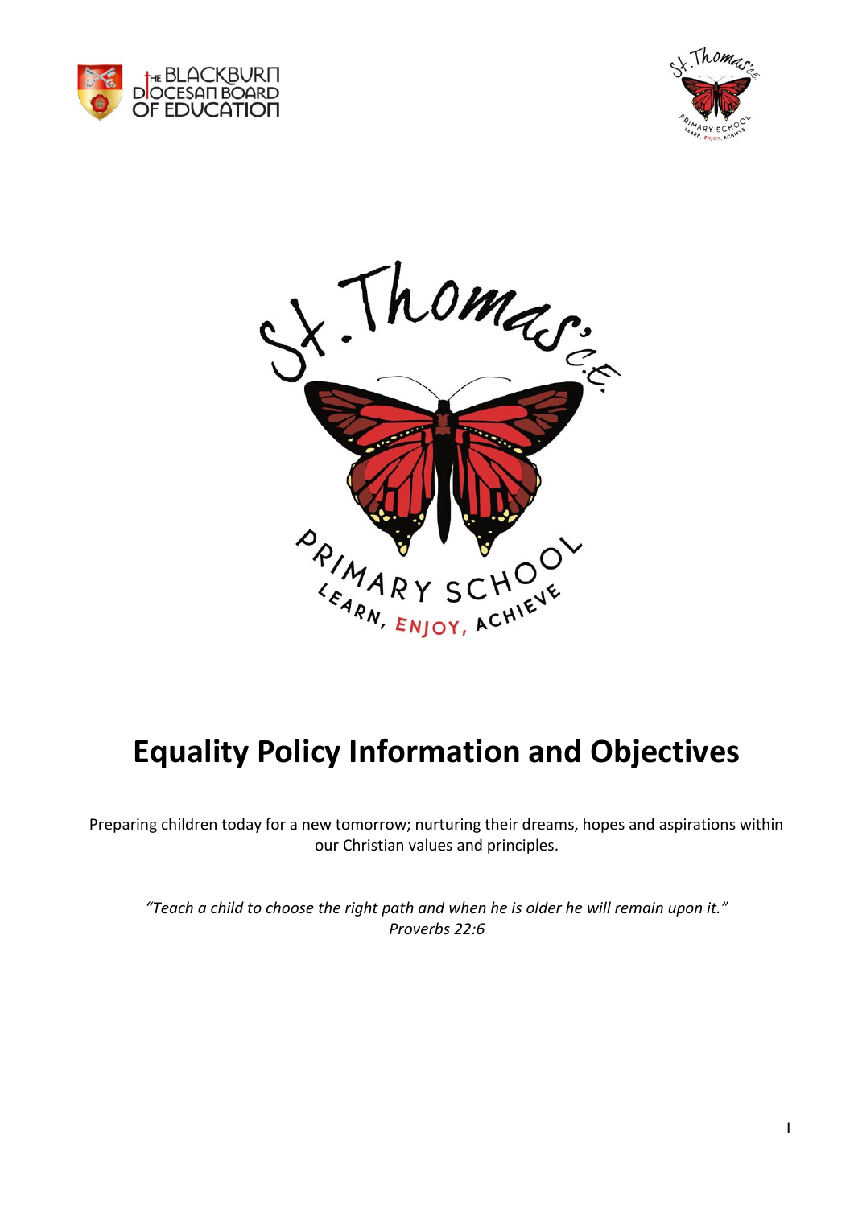# Equality Policy Information and Objectives

Preparing children today for a new tomorrow; nurturing their dreams, hopes and aspirations within our Christian values and principles.

*"Teach a child to choose the right path and when he is older he will remain upon it."*
*Proverbs 22:6*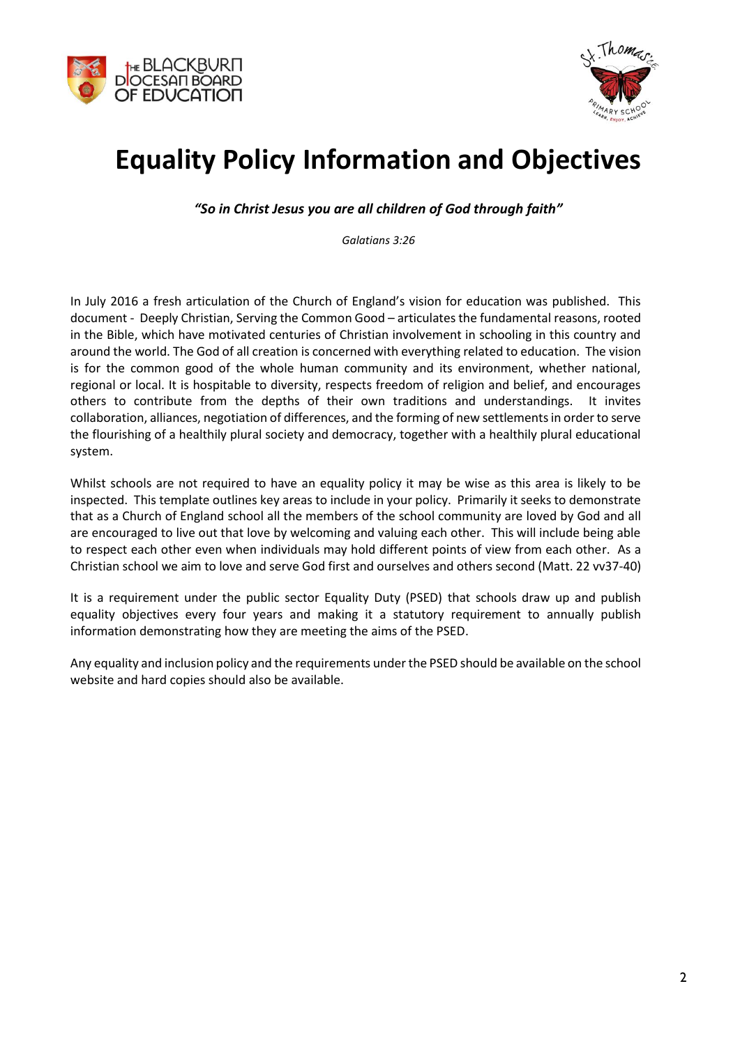# Equality Policy Information and Objectives

***"So in Christ Jesus you are all children of God through faith"***

*Galatians 3:26*

In July 2016 a fresh articulation of the Church of England's vision for education was published. This document - Deeply Christian, Serving the Common Good – articulates the fundamental reasons, rooted in the Bible, which have motivated centuries of Christian involvement in schooling in this country and around the world. The God of all creation is concerned with everything related to education. The vision is for the common good of the whole human community and its environment, whether national, regional or local. It is hospitable to diversity, respects freedom of religion and belief, and encourages others to contribute from the depths of their own traditions and understandings. It invites collaboration, alliances, negotiation of differences, and the forming of new settlements in order to serve the flourishing of a healthily plural society and democracy, together with a healthily plural educational system.

Whilst schools are not required to have an equality policy it may be wise as this area is likely to be inspected. This template outlines key areas to include in your policy. Primarily it seeks to demonstrate that as a Church of England school all the members of the school community are loved by God and all are encouraged to live out that love by welcoming and valuing each other. This will include being able to respect each other even when individuals may hold different points of view from each other. As a Christian school we aim to love and serve God first and ourselves and others second (Matt. 22 vv37-40)

It is a requirement under the public sector Equality Duty (PSED) that schools draw up and publish equality objectives every four years and making it a statutory requirement to annually publish information demonstrating how they are meeting the aims of the PSED.

Any equality and inclusion policy and the requirements under the PSED should be available on the school website and hard copies should also be available.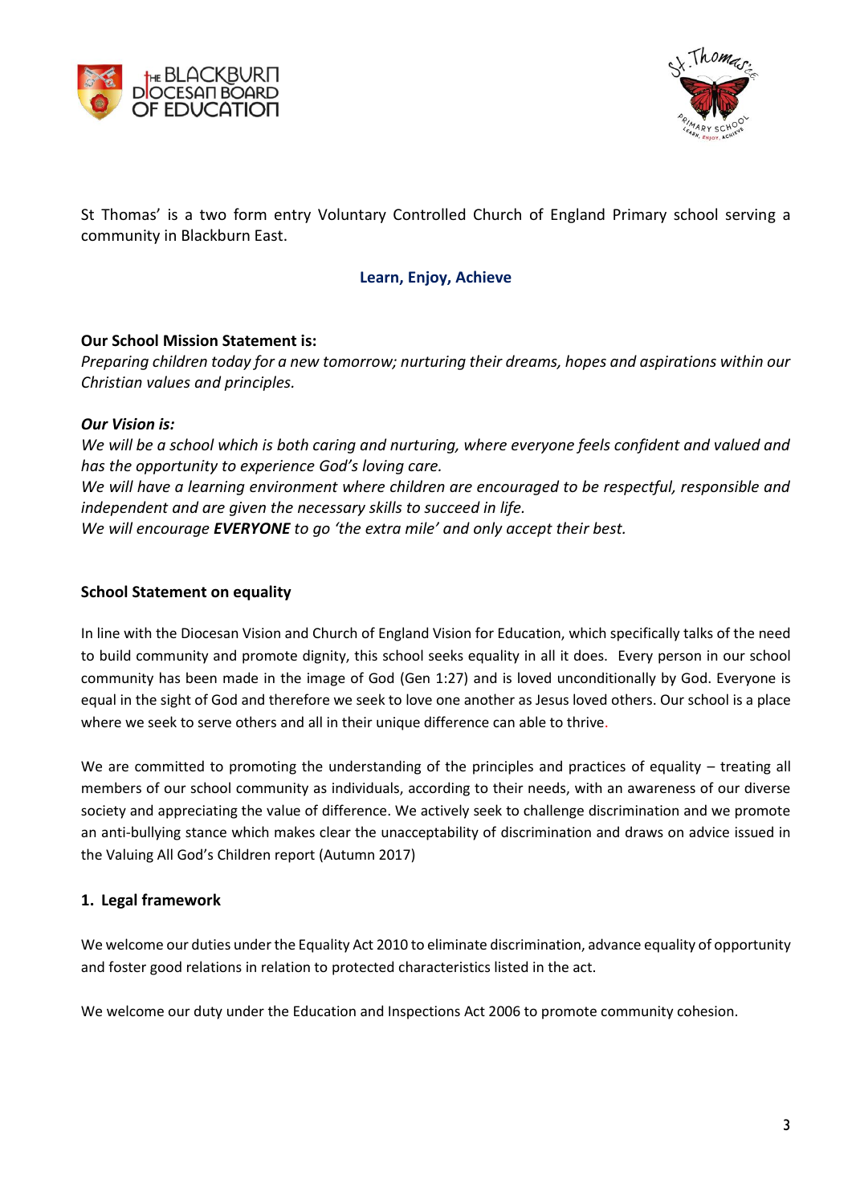St Thomas' is a two form entry Voluntary Controlled Church of England Primary school serving a community in Blackburn East.

**Learn, Enjoy, Achieve**

**Our School Mission Statement is:**
*Preparing children today for a new tomorrow; nurturing their dreams, hopes and aspirations within our Christian values and principles.*

***Our Vision is:***
*We will be a school which is both caring and nurturing, where everyone feels confident and valued and has the opportunity to experience God's loving care.*
*We will have a learning environment where children are encouraged to be respectful, responsible and independent and are given the necessary skills to succeed in life.*
*We will encourage **EVERYONE** to go 'the extra mile' and only accept their best.*

## School Statement on equality

In line with the Diocesan Vision and Church of England Vision for Education, which specifically talks of the need to build community and promote dignity, this school seeks equality in all it does. Every person in our school community has been made in the image of God (Gen 1:27) and is loved unconditionally by God. Everyone is equal in the sight of God and therefore we seek to love one another as Jesus loved others. Our school is a place where we seek to serve others and all in their unique difference can able to thrive.

We are committed to promoting the understanding of the principles and practices of equality – treating all members of our school community as individuals, according to their needs, with an awareness of our diverse society and appreciating the value of difference. We actively seek to challenge discrimination and we promote an anti-bullying stance which makes clear the unacceptability of discrimination and draws on advice issued in the Valuing All God's Children report (Autumn 2017)

## 1. Legal framework

We welcome our duties under the Equality Act 2010 to eliminate discrimination, advance equality of opportunity and foster good relations in relation to protected characteristics listed in the act.

We welcome our duty under the Education and Inspections Act 2006 to promote community cohesion.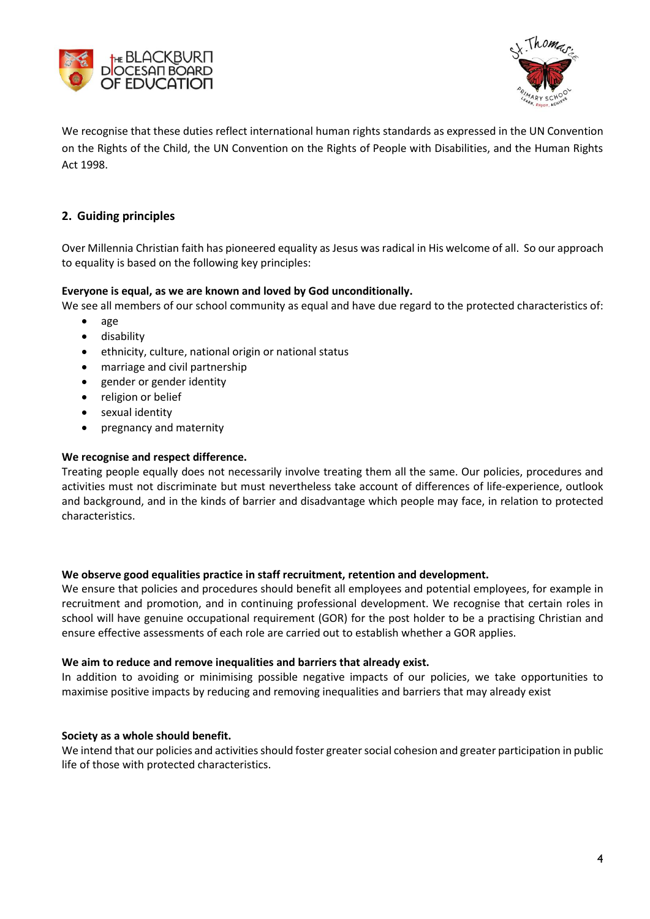We recognise that these duties reflect international human rights standards as expressed in the UN Convention on the Rights of the Child, the UN Convention on the Rights of People with Disabilities, and the Human Rights Act 1998.

## 2. Guiding principles

Over Millennia Christian faith has pioneered equality as Jesus was radical in His welcome of all. So our approach to equality is based on the following key principles:

**Everyone is equal, as we are known and loved by God unconditionally.**
We see all members of our school community as equal and have due regard to the protected characteristics of:

- age
- disability
- ethnicity, culture, national origin or national status
- marriage and civil partnership
- gender or gender identity
- religion or belief
- sexual identity
- pregnancy and maternity

**We recognise and respect difference.**
Treating people equally does not necessarily involve treating them all the same. Our policies, procedures and activities must not discriminate but must nevertheless take account of differences of life-experience, outlook and background, and in the kinds of barrier and disadvantage which people may face, in relation to protected characteristics.

**We observe good equalities practice in staff recruitment, retention and development.**
We ensure that policies and procedures should benefit all employees and potential employees, for example in recruitment and promotion, and in continuing professional development. We recognise that certain roles in school will have genuine occupational requirement (GOR) for the post holder to be a practising Christian and ensure effective assessments of each role are carried out to establish whether a GOR applies.

**We aim to reduce and remove inequalities and barriers that already exist.**
In addition to avoiding or minimising possible negative impacts of our policies, we take opportunities to maximise positive impacts by reducing and removing inequalities and barriers that may already exist

**Society as a whole should benefit.**
We intend that our policies and activities should foster greater social cohesion and greater participation in public life of those with protected characteristics.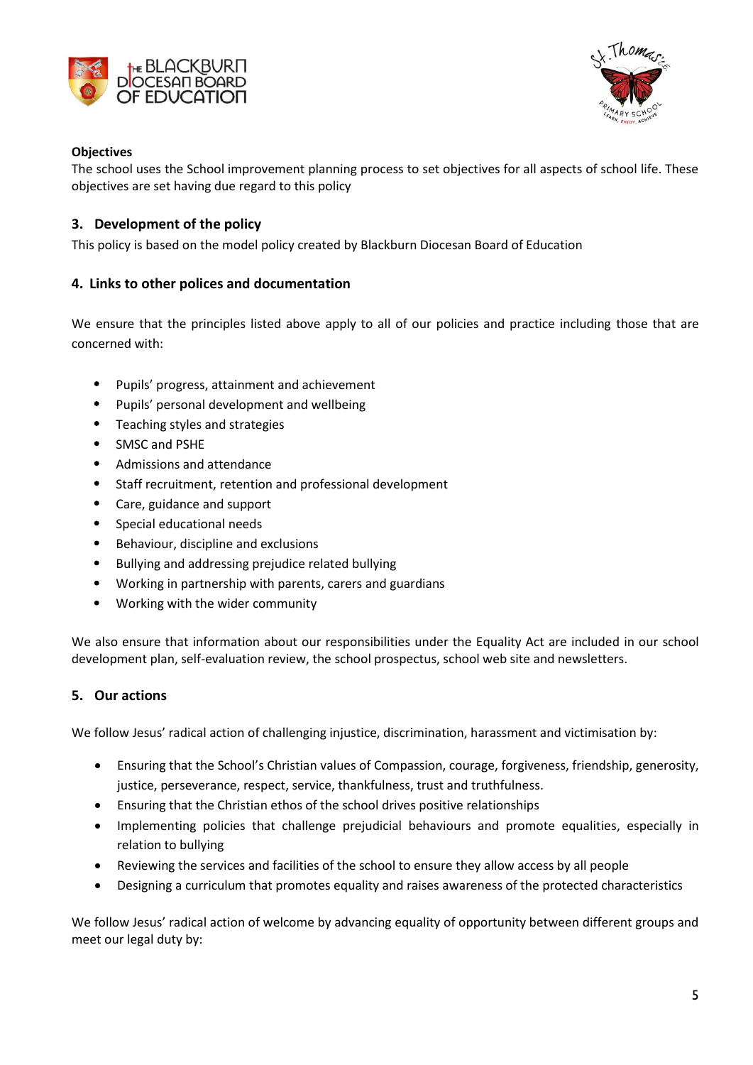**Objectives**

The school uses the School improvement planning process to set objectives for all aspects of school life. These objectives are set having due regard to this policy

## 3. Development of the policy

This policy is based on the model policy created by Blackburn Diocesan Board of Education

## 4. Links to other polices and documentation

We ensure that the principles listed above apply to all of our policies and practice including those that are concerned with:

- Pupils' progress, attainment and achievement
- Pupils' personal development and wellbeing
- Teaching styles and strategies
- SMSC and PSHE
- Admissions and attendance
- Staff recruitment, retention and professional development
- Care, guidance and support
- Special educational needs
- Behaviour, discipline and exclusions
- Bullying and addressing prejudice related bullying
- Working in partnership with parents, carers and guardians
- Working with the wider community

We also ensure that information about our responsibilities under the Equality Act are included in our school development plan, self-evaluation review, the school prospectus, school web site and newsletters.

## 5. Our actions

We follow Jesus' radical action of challenging injustice, discrimination, harassment and victimisation by:

- Ensuring that the School's Christian values of Compassion, courage, forgiveness, friendship, generosity, justice, perseverance, respect, service, thankfulness, trust and truthfulness.
- Ensuring that the Christian ethos of the school drives positive relationships
- Implementing policies that challenge prejudicial behaviours and promote equalities, especially in relation to bullying
- Reviewing the services and facilities of the school to ensure they allow access by all people
- Designing a curriculum that promotes equality and raises awareness of the protected characteristics

We follow Jesus' radical action of welcome by advancing equality of opportunity between different groups and meet our legal duty by: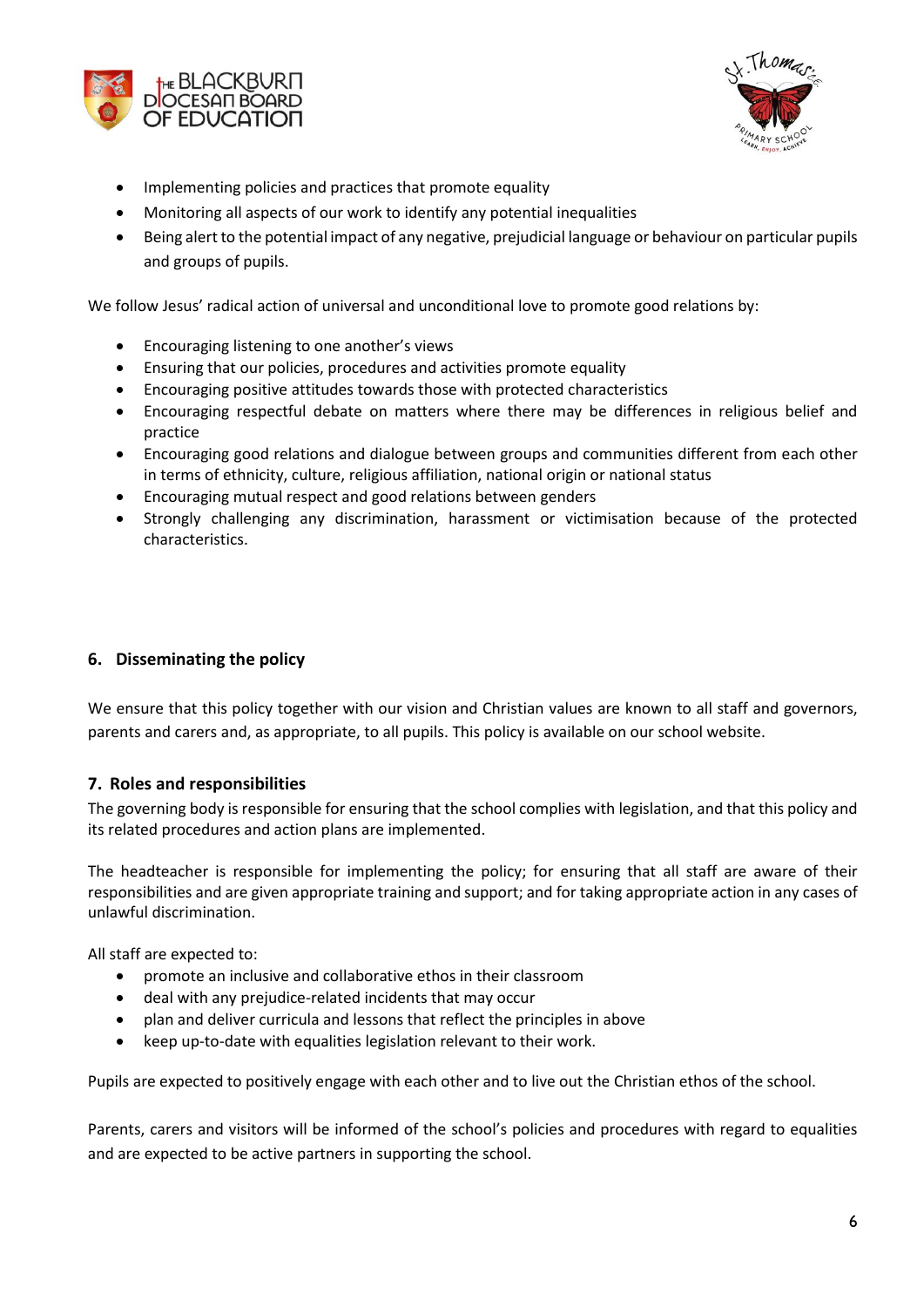- Implementing policies and practices that promote equality
- Monitoring all aspects of our work to identify any potential inequalities
- Being alert to the potential impact of any negative, prejudicial language or behaviour on particular pupils and groups of pupils.

We follow Jesus' radical action of universal and unconditional love to promote good relations by:

- Encouraging listening to one another's views
- Ensuring that our policies, procedures and activities promote equality
- Encouraging positive attitudes towards those with protected characteristics
- Encouraging respectful debate on matters where there may be differences in religious belief and practice
- Encouraging good relations and dialogue between groups and communities different from each other in terms of ethnicity, culture, religious affiliation, national origin or national status
- Encouraging mutual respect and good relations between genders
- Strongly challenging any discrimination, harassment or victimisation because of the protected characteristics.

## 6. Disseminating the policy

We ensure that this policy together with our vision and Christian values are known to all staff and governors, parents and carers and, as appropriate, to all pupils. This policy is available on our school website.

## 7. Roles and responsibilities

The governing body is responsible for ensuring that the school complies with legislation, and that this policy and its related procedures and action plans are implemented.

The headteacher is responsible for implementing the policy; for ensuring that all staff are aware of their responsibilities and are given appropriate training and support; and for taking appropriate action in any cases of unlawful discrimination.

All staff are expected to:

- promote an inclusive and collaborative ethos in their classroom
- deal with any prejudice-related incidents that may occur
- plan and deliver curricula and lessons that reflect the principles in above
- keep up-to-date with equalities legislation relevant to their work.

Pupils are expected to positively engage with each other and to live out the Christian ethos of the school.

Parents, carers and visitors will be informed of the school's policies and procedures with regard to equalities and are expected to be active partners in supporting the school.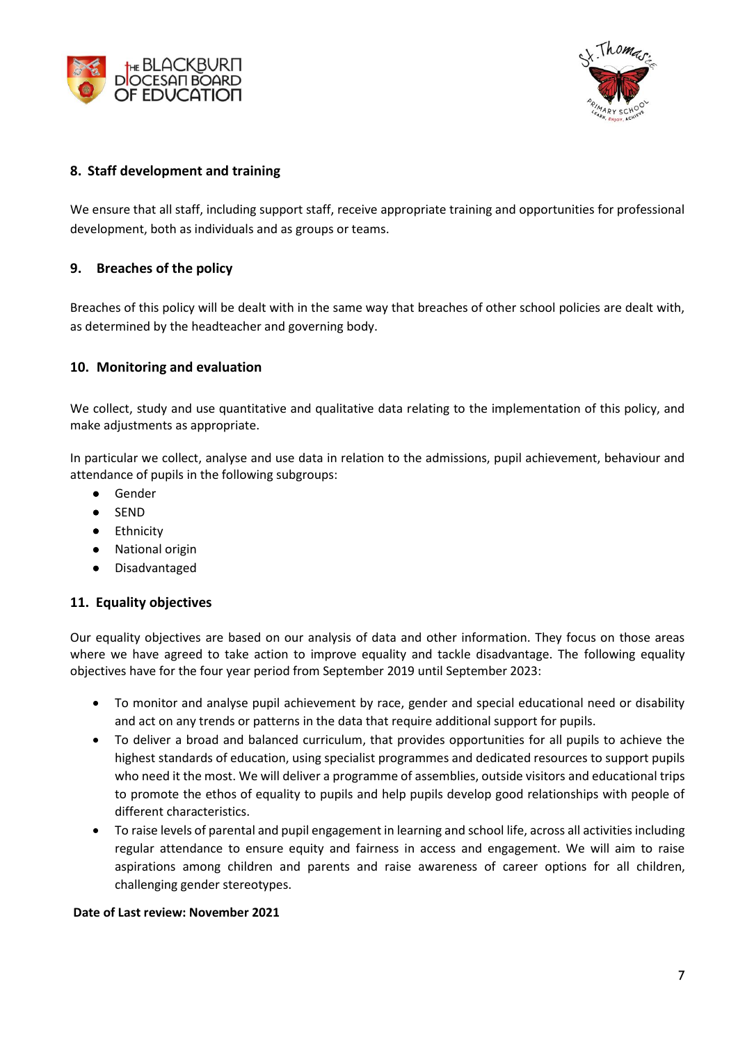## 8. Staff development and training

We ensure that all staff, including support staff, receive appropriate training and opportunities for professional development, both as individuals and as groups or teams.

## 9. Breaches of the policy

Breaches of this policy will be dealt with in the same way that breaches of other school policies are dealt with, as determined by the headteacher and governing body.

## 10. Monitoring and evaluation

We collect, study and use quantitative and qualitative data relating to the implementation of this policy, and make adjustments as appropriate.

In particular we collect, analyse and use data in relation to the admissions, pupil achievement, behaviour and attendance of pupils in the following subgroups:

- Gender
- SEND
- Ethnicity
- National origin
- Disadvantaged

## 11. Equality objectives

Our equality objectives are based on our analysis of data and other information. They focus on those areas where we have agreed to take action to improve equality and tackle disadvantage. The following equality objectives have for the four year period from September 2019 until September 2023:

- To monitor and analyse pupil achievement by race, gender and special educational need or disability and act on any trends or patterns in the data that require additional support for pupils.
- To deliver a broad and balanced curriculum, that provides opportunities for all pupils to achieve the highest standards of education, using specialist programmes and dedicated resources to support pupils who need it the most. We will deliver a programme of assemblies, outside visitors and educational trips to promote the ethos of equality to pupils and help pupils develop good relationships with people of different characteristics.
- To raise levels of parental and pupil engagement in learning and school life, across all activities including regular attendance to ensure equity and fairness in access and engagement. We will aim to raise aspirations among children and parents and raise awareness of career options for all children, challenging gender stereotypes.

**Date of Last review: November 2021**